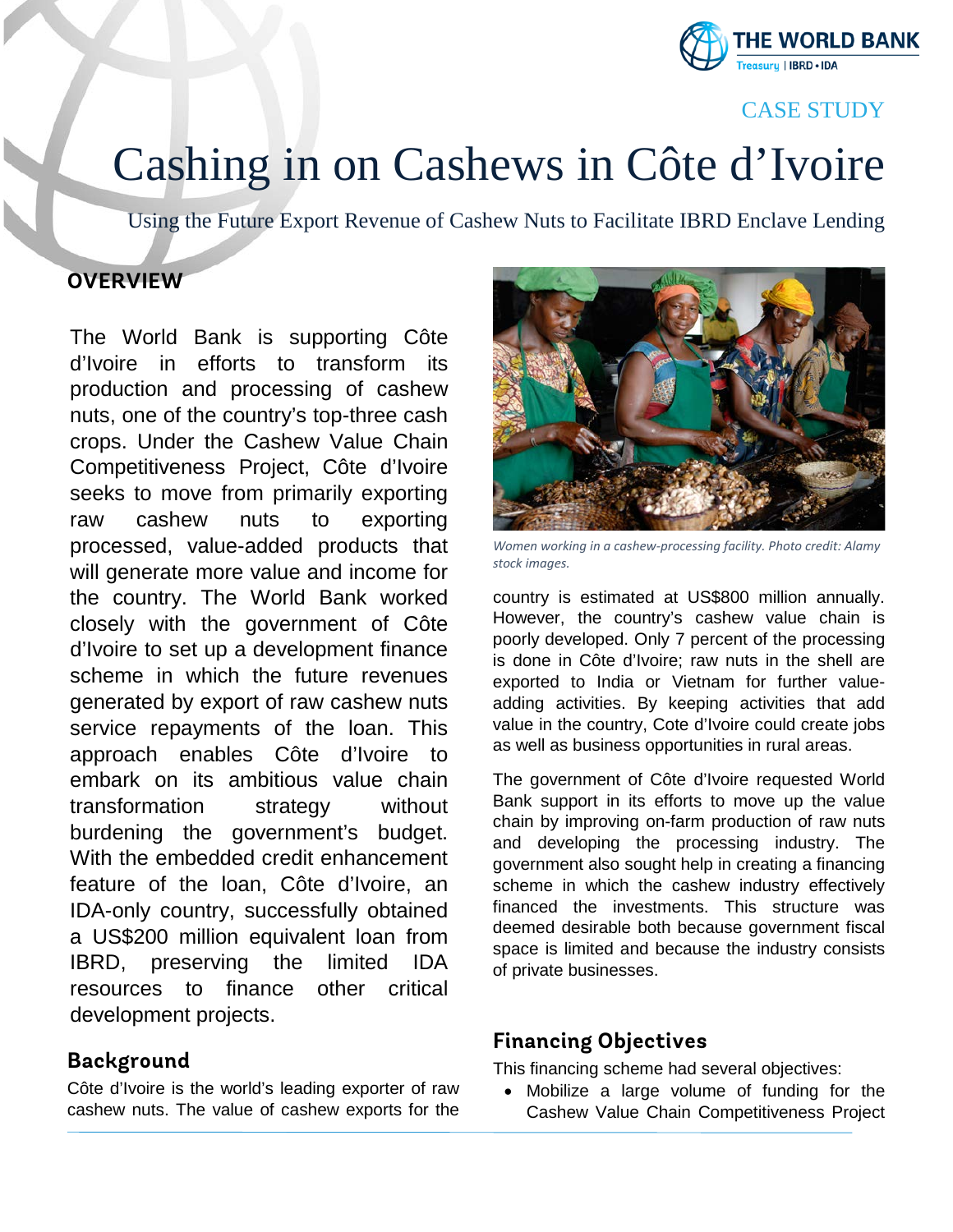CASE STUDY

# Cashing in on Cashews in Côte d'Ivoire

Using the Future Export Revenue of Cashew Nuts to Facilitate IBRD Enclave Lending

## OVERVIEW

The World Bank is supporting Côte d'Ivoire in efforts to transform its production and processing of cashew nuts, one of the country's top-three cash crops. Under the Cashew Value Chain Competitiveness Project, Côte d'Ivoire seeks to move from primarily exporting raw cashew nuts to exporting processed, value-added products that will generate more value and income for the country. The World Bank worked closely with the government of Côte d'Ivoire to set up a development finance scheme in which the future revenues generated by export of raw cashew nuts service repayments of the loan. This approach enables Côte d'Ivoire to embark on its ambitious value chain transformation strategy without burdening the government's budget. With the embedded credit enhancement feature of the loan, Côte d'Ivoire, an IDA-only country, successfully obtained a US$200 million equivalent loan from IBRD, preserving the limited IDA resources to finance other critical development projects.

## Background

Côte d'Ivoire is the world's leading exporter of raw cashew nuts. The value of cashew exports for the country is estimated at US$800 million annually. However, the country's cashew value chain is poorly developed. Only 7 percent of the processing is done in Côte d'Ivoire; raw nuts in the shell are exported to India or Vietnam for further value-adding activities. By keeping activities that add value in the country, Cote d'Ivoire could create jobs as well as business opportunities in rural areas.

*Women working in a cashew-processing facility. Photo credit: Alamy stock images.*

The government of Côte d'Ivoire requested World Bank support in its efforts to move up the value chain by improving on-farm production of raw nuts and developing the processing industry. The government also sought help in creating a financing scheme in which the cashew industry effectively financed the investments. This structure was deemed desirable both because government fiscal space is limited and because the industry consists of private businesses.

## Financing Objectives

This financing scheme had several objectives:

- Mobilize a large volume of funding for the Cashew Value Chain Competitiveness Project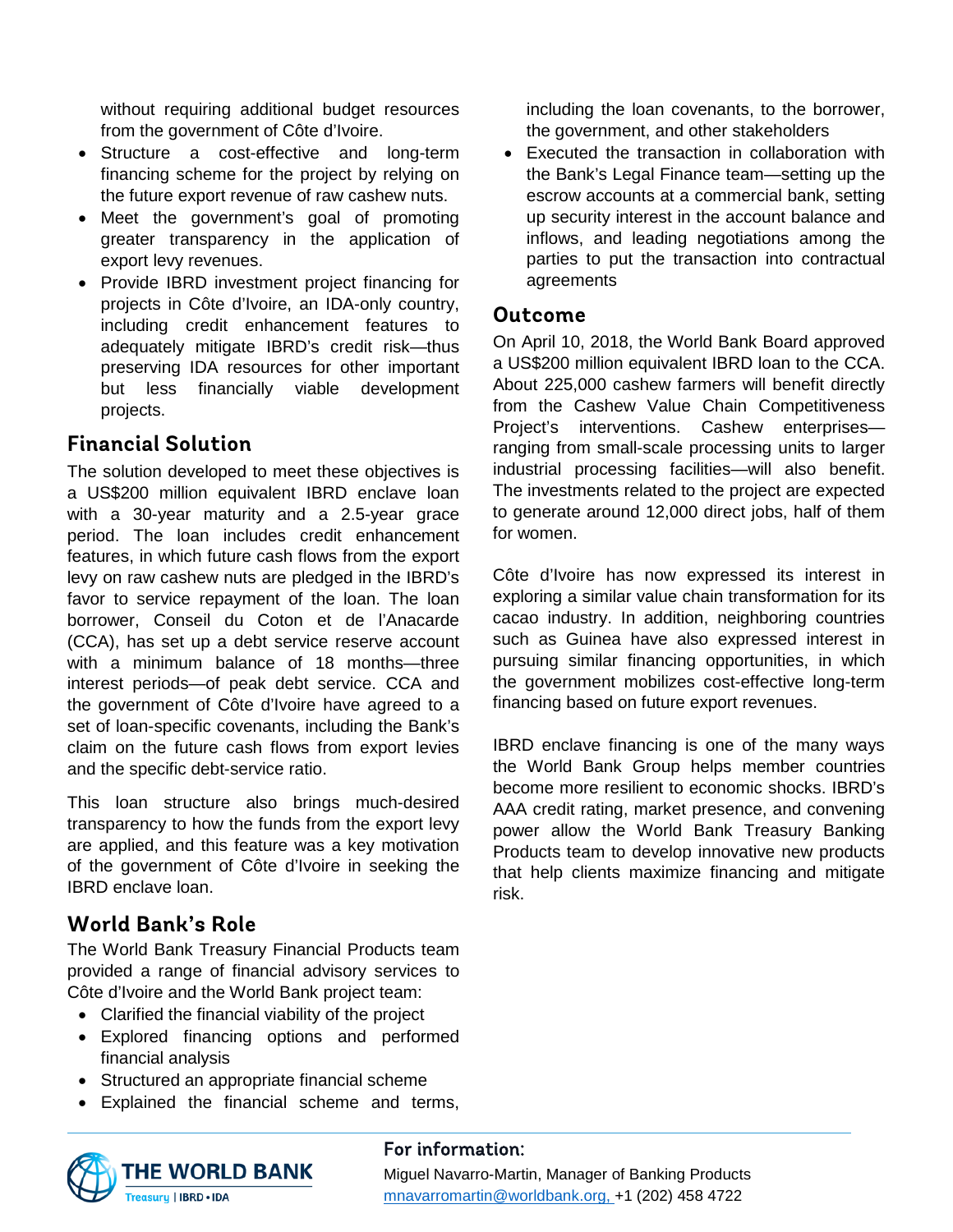without requiring additional budget resources from the government of Côte d'Ivoire.

- Structure a cost-effective and long-term financing scheme for the project by relying on the future export revenue of raw cashew nuts.
- Meet the government's goal of promoting greater transparency in the application of export levy revenues.
- Provide IBRD investment project financing for projects in Côte d'Ivoire, an IDA-only country, including credit enhancement features to adequately mitigate IBRD's credit risk—thus preserving IDA resources for other important but less financially viable development projects.

## Financial Solution

The solution developed to meet these objectives is a US$200 million equivalent IBRD enclave loan with a 30-year maturity and a 2.5-year grace period. The loan includes credit enhancement features, in which future cash flows from the export levy on raw cashew nuts are pledged in the IBRD's favor to service repayment of the loan. The loan borrower, Conseil du Coton et de l'Anacarde (CCA), has set up a debt service reserve account with a minimum balance of 18 months—three interest periods—of peak debt service. CCA and the government of Côte d'Ivoire have agreed to a set of loan-specific covenants, including the Bank's claim on the future cash flows from export levies and the specific debt-service ratio.

This loan structure also brings much-desired transparency to how the funds from the export levy are applied, and this feature was a key motivation of the government of Côte d'Ivoire in seeking the IBRD enclave loan.

## World Bank's Role

The World Bank Treasury Financial Products team provided a range of financial advisory services to Côte d'Ivoire and the World Bank project team:

- Clarified the financial viability of the project
- Explored financing options and performed financial analysis
- Structured an appropriate financial scheme
- Explained the financial scheme and terms, including the loan covenants, to the borrower, the government, and other stakeholders
- Executed the transaction in collaboration with the Bank's Legal Finance team—setting up the escrow accounts at a commercial bank, setting up security interest in the account balance and inflows, and leading negotiations among the parties to put the transaction into contractual agreements

## Outcome

On April 10, 2018, the World Bank Board approved a US$200 million equivalent IBRD loan to the CCA. About 225,000 cashew farmers will benefit directly from the Cashew Value Chain Competitiveness Project's interventions. Cashew enterprises—ranging from small-scale processing units to larger industrial processing facilities—will also benefit. The investments related to the project are expected to generate around 12,000 direct jobs, half of them for women.

Côte d'Ivoire has now expressed its interest in exploring a similar value chain transformation for its cacao industry. In addition, neighboring countries such as Guinea have also expressed interest in pursuing similar financing opportunities, in which the government mobilizes cost-effective long-term financing based on future export revenues.

IBRD enclave financing is one of the many ways the World Bank Group helps member countries become more resilient to economic shocks. IBRD's AAA credit rating, market presence, and convening power allow the World Bank Treasury Banking Products team to develop innovative new products that help clients maximize financing and mitigate risk.

---

THE WORLD BANK
Treasury | IBRD • IDA

**For information:**

Miguel Navarro-Martin, Manager of Banking Products
mnavarromartin@worldbank.org, +1 (202) 458 4722